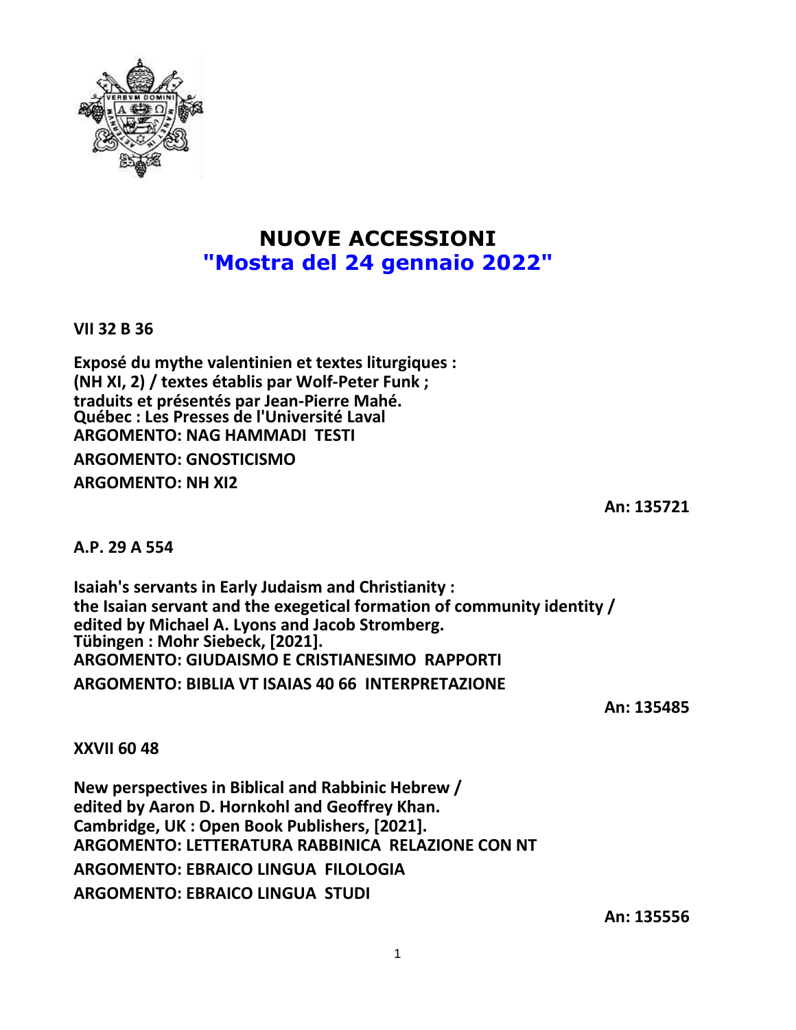# NUOVE ACCESSIONI
## "Mostra del 24 gennaio 2022"

**VII 32 B 36**

**Exposé du mythe valentinien et textes liturgiques :
(NH XI, 2) / textes établis par Wolf-Peter Funk ;
traduits et présentés par Jean-Pierre Mahé.
Québec : Les Presses de l'Université Laval
ARGOMENTO: NAG HAMMADI TESTI
ARGOMENTO: GNOSTICISMO
ARGOMENTO: NH XI2**

**An: 135721**

**A.P. 29 A 554**

**Isaiah's servants in Early Judaism and Christianity :
the Isaian servant and the exegetical formation of community identity /
edited by Michael A. Lyons and Jacob Stromberg.
Tübingen : Mohr Siebeck, [2021].
ARGOMENTO: GIUDAISMO E CRISTIANESIMO RAPPORTI
ARGOMENTO: BIBLIA VT ISAIAS 40 66 INTERPRETAZIONE**

**An: 135485**

**XXVII 60 48**

**New perspectives in Biblical and Rabbinic Hebrew /
edited by Aaron D. Hornkohl and Geoffrey Khan.
Cambridge, UK : Open Book Publishers, [2021].
ARGOMENTO: LETTERATURA RABBINICA RELAZIONE CON NT
ARGOMENTO: EBRAICO LINGUA FILOLOGIA
ARGOMENTO: EBRAICO LINGUA STUDI**

**An: 135556**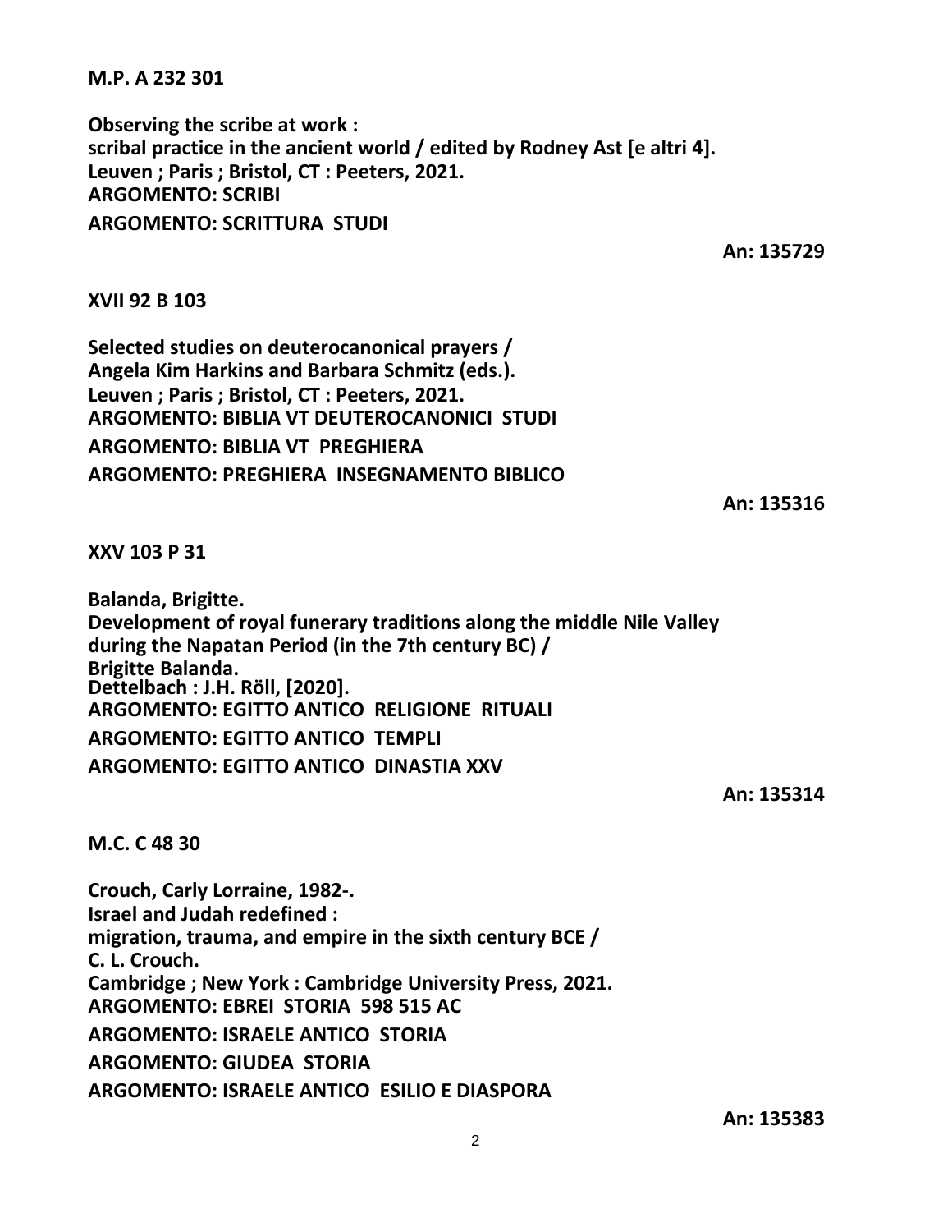**M.P. A 232 301**

**Observing the scribe at work :**
**scribal practice in the ancient world / edited by Rodney Ast [e altri 4].**
**Leuven ; Paris ; Bristol, CT : Peeters, 2021.**
**ARGOMENTO: SCRIBI**
**ARGOMENTO: SCRITTURA STUDI**

**An: 135729**

**XVII 92 B 103**

**Selected studies on deuterocanonical prayers /**
**Angela Kim Harkins and Barbara Schmitz (eds.).**
**Leuven ; Paris ; Bristol, CT : Peeters, 2021.**
**ARGOMENTO: BIBLIA VT DEUTEROCANONICI STUDI**
**ARGOMENTO: BIBLIA VT PREGHIERA**
**ARGOMENTO: PREGHIERA INSEGNAMENTO BIBLICO**

**An: 135316**

**XXV 103 P 31**

**Balanda, Brigitte.**
**Development of royal funerary traditions along the middle Nile Valley**
**during the Napatan Period (in the 7th century BC) /**
**Brigitte Balanda.**
**Dettelbach : J.H. Röll, [2020].**
**ARGOMENTO: EGITTO ANTICO RELIGIONE RITUALI**
**ARGOMENTO: EGITTO ANTICO TEMPLI**
**ARGOMENTO: EGITTO ANTICO DINASTIA XXV**

**An: 135314**

**M.C. C 48 30**

**Crouch, Carly Lorraine, 1982-.**
**Israel and Judah redefined :**
**migration, trauma, and empire in the sixth century BCE /**
**C. L. Crouch.**
**Cambridge ; New York : Cambridge University Press, 2021.**
**ARGOMENTO: EBREI STORIA 598 515 AC**
**ARGOMENTO: ISRAELE ANTICO STORIA**
**ARGOMENTO: GIUDEA STORIA**
**ARGOMENTO: ISRAELE ANTICO ESILIO E DIASPORA**

**An: 135383**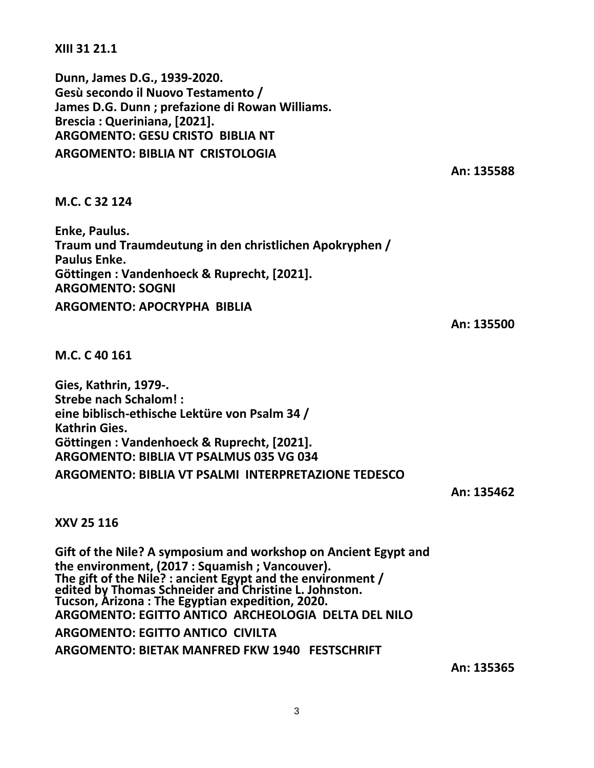**XIII 31 21.1**

**Dunn, James D.G., 1939-2020.**
**Gesù secondo il Nuovo Testamento /**
**James D.G. Dunn ; prefazione di Rowan Williams.**
**Brescia : Queriniana, [2021].**
**ARGOMENTO: GESU CRISTO BIBLIA NT**
**ARGOMENTO: BIBLIA NT CRISTOLOGIA**

**An: 135588**

**M.C. C 32 124**

**Enke, Paulus.**
**Traum und Traumdeutung in den christlichen Apokryphen /**
**Paulus Enke.**
**Göttingen : Vandenhoeck & Ruprecht, [2021].**
**ARGOMENTO: SOGNI**
**ARGOMENTO: APOCRYPHA BIBLIA**

**An: 135500**

**M.C. C 40 161**

**Gies, Kathrin, 1979-.**
**Strebe nach Schalom! :**
**eine biblisch-ethische Lektüre von Psalm 34 /**
**Kathrin Gies.**
**Göttingen : Vandenhoeck & Ruprecht, [2021].**
**ARGOMENTO: BIBLIA VT PSALMUS 035 VG 034**
**ARGOMENTO: BIBLIA VT PSALMI INTERPRETAZIONE TEDESCO**

**An: 135462**

**XXV 25 116**

**Gift of the Nile? A symposium and workshop on Ancient Egypt and the environment, (2017 : Squamish ; Vancouver).**
**The gift of the Nile? : ancient Egypt and the environment /**
**edited by Thomas Schneider and Christine L. Johnston.**
**Tucson, Arizona : The Egyptian expedition, 2020.**
**ARGOMENTO: EGITTO ANTICO ARCHEOLOGIA DELTA DEL NILO**
**ARGOMENTO: EGITTO ANTICO CIVILTA**
**ARGOMENTO: BIETAK MANFRED FKW 1940 FESTSCHRIFT**

**An: 135365**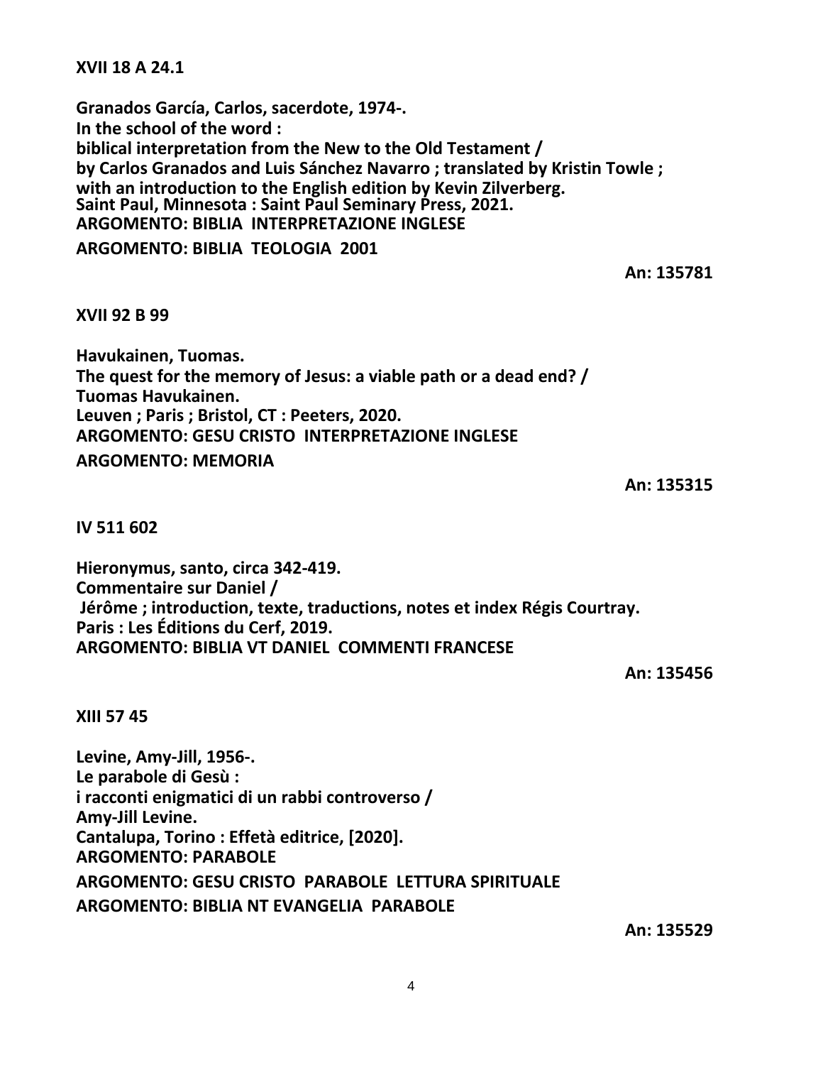**XVII 18 A 24.1**

**Granados García, Carlos, sacerdote, 1974-.**
**In the school of the word :**
**biblical interpretation from the New to the Old Testament /**
**by Carlos Granados and Luis Sánchez Navarro ; translated by Kristin Towle ;**
**with an introduction to the English edition by Kevin Zilverberg.**
**Saint Paul, Minnesota : Saint Paul Seminary Press, 2021.**
**ARGOMENTO: BIBLIA INTERPRETAZIONE INGLESE**
**ARGOMENTO: BIBLIA TEOLOGIA 2001**

**An: 135781**

**XVII 92 B 99**

**Havukainen, Tuomas.**
**The quest for the memory of Jesus: a viable path or a dead end? /**
**Tuomas Havukainen.**
**Leuven ; Paris ; Bristol, CT : Peeters, 2020.**
**ARGOMENTO: GESU CRISTO INTERPRETAZIONE INGLESE**
**ARGOMENTO: MEMORIA**

**An: 135315**

**IV 511 602**

**Hieronymus, santo, circa 342-419.**
**Commentaire sur Daniel /**
**Jérôme ; introduction, texte, traductions, notes et index Régis Courtray.**
**Paris : Les Éditions du Cerf, 2019.**
**ARGOMENTO: BIBLIA VT DANIEL COMMENTI FRANCESE**

**An: 135456**

**XIII 57 45**

**Levine, Amy-Jill, 1956-.**
**Le parabole di Gesù :**
**i racconti enigmatici di un rabbi controverso /**
**Amy-Jill Levine.**
**Cantalupa, Torino : Effetà editrice, [2020].**
**ARGOMENTO: PARABOLE**
**ARGOMENTO: GESU CRISTO PARABOLE LETTURA SPIRITUALE**
**ARGOMENTO: BIBLIA NT EVANGELIA PARABOLE**

**An: 135529**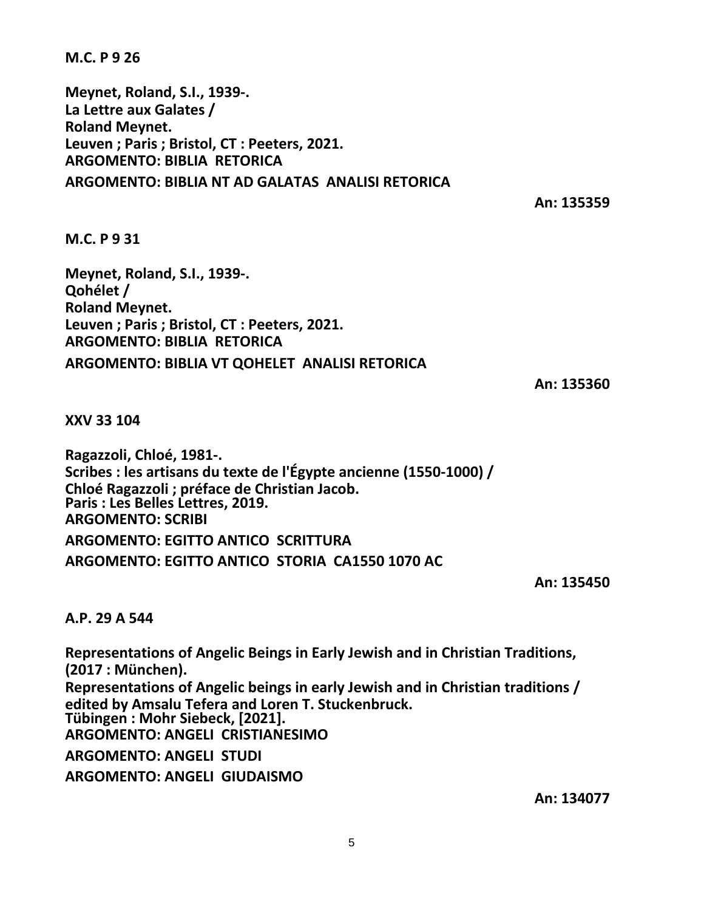**M.C. P 9 26**

**Meynet, Roland, S.I., 1939-.**
**La Lettre aux Galates /**
**Roland Meynet.**
**Leuven ; Paris ; Bristol, CT : Peeters, 2021.**
**ARGOMENTO: BIBLIA RETORICA**
**ARGOMENTO: BIBLIA NT AD GALATAS ANALISI RETORICA**

**An: 135359**

**M.C. P 9 31**

**Meynet, Roland, S.I., 1939-.**
**Qohélet /**
**Roland Meynet.**
**Leuven ; Paris ; Bristol, CT : Peeters, 2021.**
**ARGOMENTO: BIBLIA RETORICA**
**ARGOMENTO: BIBLIA VT QOHELET ANALISI RETORICA**

**An: 135360**

**XXV 33 104**

**Ragazzoli, Chloé, 1981-.**
**Scribes : les artisans du texte de l'Égypte ancienne (1550-1000) /**
**Chloé Ragazzoli ; préface de Christian Jacob.**
**Paris : Les Belles Lettres, 2019.**
**ARGOMENTO: SCRIBI**
**ARGOMENTO: EGITTO ANTICO SCRITTURA**
**ARGOMENTO: EGITTO ANTICO STORIA CA1550 1070 AC**

**An: 135450**

**A.P. 29 A 544**

**Representations of Angelic Beings in Early Jewish and in Christian Traditions, (2017 : München).**
**Representations of Angelic beings in early Jewish and in Christian traditions /**
**edited by Amsalu Tefera and Loren T. Stuckenbruck.**
**Tübingen : Mohr Siebeck, [2021].**
**ARGOMENTO: ANGELI CRISTIANESIMO**
**ARGOMENTO: ANGELI STUDI**
**ARGOMENTO: ANGELI GIUDAISMO**

**An: 134077**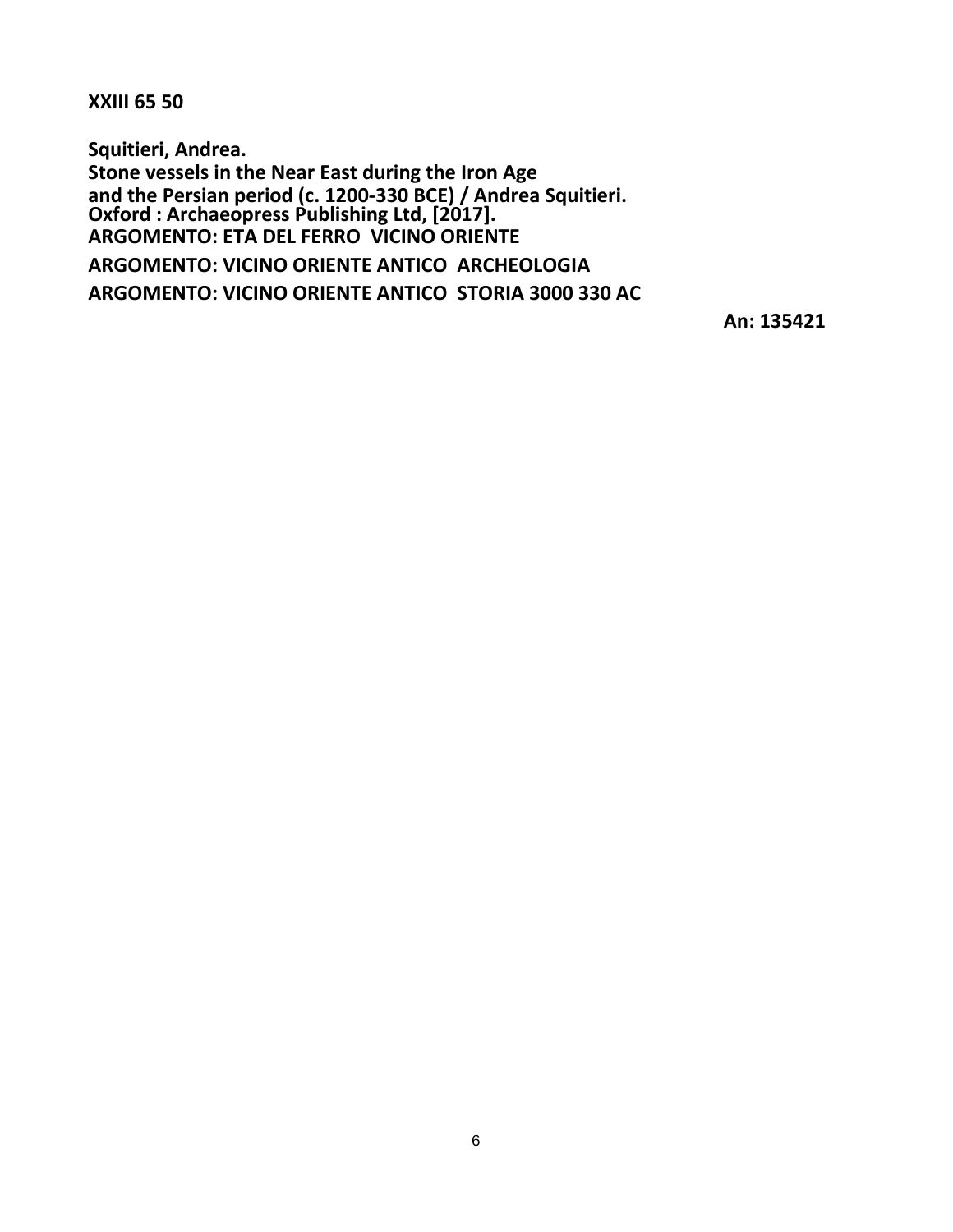**XXIII 65 50**

**Squitieri, Andrea.**
**Stone vessels in the Near East during the Iron Age**
**and the Persian period (c. 1200-330 BCE) / Andrea Squitieri.**
**Oxford : Archaeopress Publishing Ltd, [2017].**
**ARGOMENTO: ETA DEL FERRO VICINO ORIENTE**
**ARGOMENTO: VICINO ORIENTE ANTICO ARCHEOLOGIA**
**ARGOMENTO: VICINO ORIENTE ANTICO STORIA 3000 330 AC**

**An: 135421**